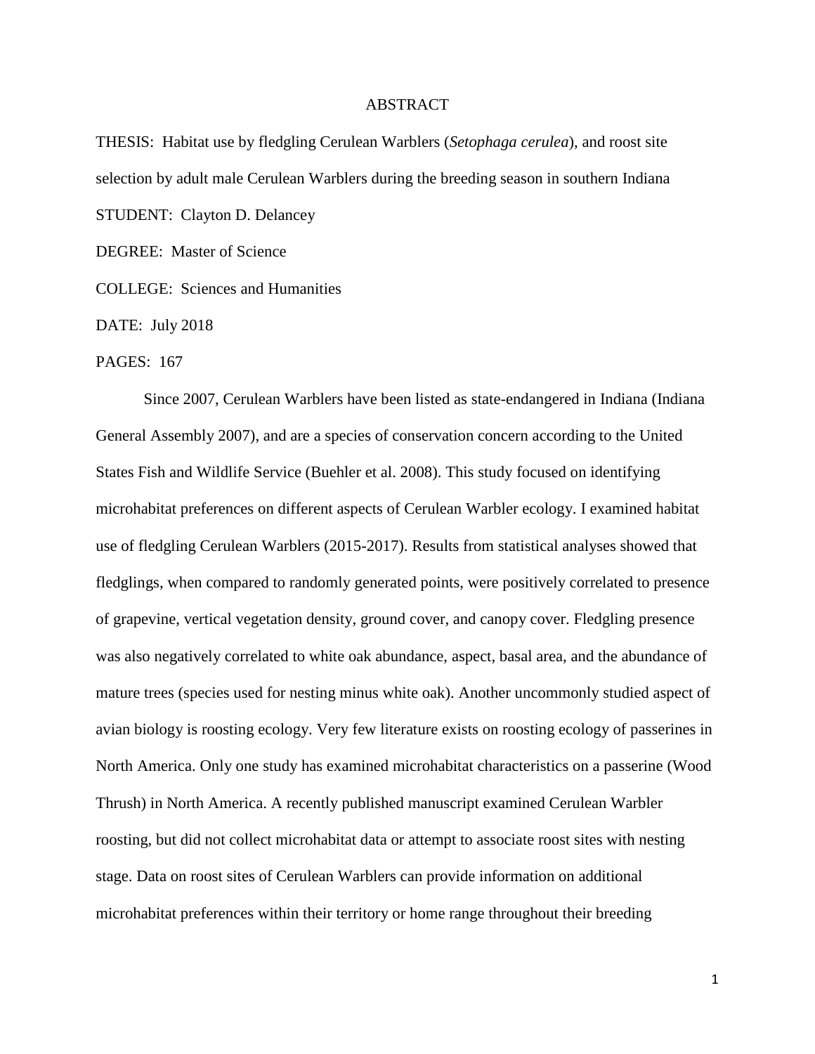# ABSTRACT

THESIS: Habitat use by fledgling Cerulean Warblers (*Setophaga cerulea*), and roost site selection by adult male Cerulean Warblers during the breeding season in southern Indiana

STUDENT: Clayton D. Delancey

DEGREE: Master of Science

COLLEGE: Sciences and Humanities

DATE: July 2018

PAGES: 167

Since 2007, Cerulean Warblers have been listed as state-endangered in Indiana (Indiana General Assembly 2007), and are a species of conservation concern according to the United States Fish and Wildlife Service (Buehler et al. 2008). This study focused on identifying microhabitat preferences on different aspects of Cerulean Warbler ecology. I examined habitat use of fledgling Cerulean Warblers (2015-2017). Results from statistical analyses showed that fledglings, when compared to randomly generated points, were positively correlated to presence of grapevine, vertical vegetation density, ground cover, and canopy cover. Fledgling presence was also negatively correlated to white oak abundance, aspect, basal area, and the abundance of mature trees (species used for nesting minus white oak). Another uncommonly studied aspect of avian biology is roosting ecology. Very few literature exists on roosting ecology of passerines in North America. Only one study has examined microhabitat characteristics on a passerine (Wood Thrush) in North America. A recently published manuscript examined Cerulean Warbler roosting, but did not collect microhabitat data or attempt to associate roost sites with nesting stage. Data on roost sites of Cerulean Warblers can provide information on additional microhabitat preferences within their territory or home range throughout their breeding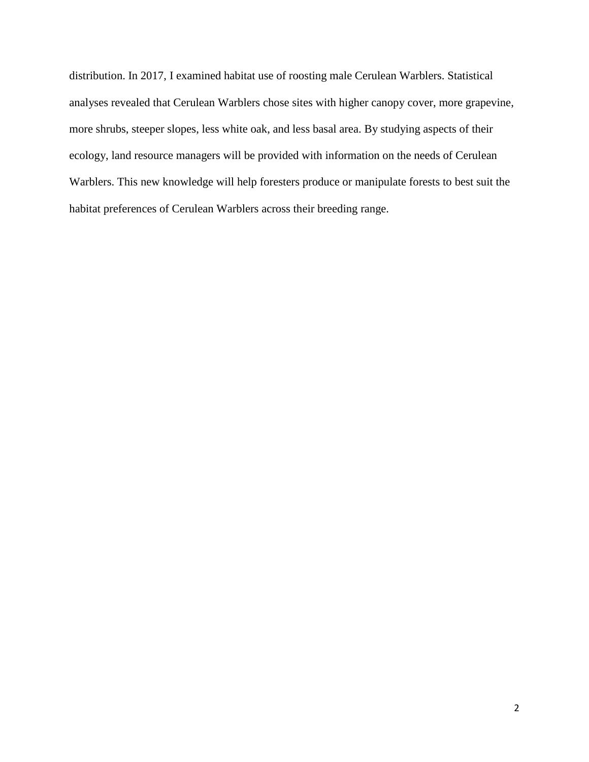distribution. In 2017, I examined habitat use of roosting male Cerulean Warblers. Statistical analyses revealed that Cerulean Warblers chose sites with higher canopy cover, more grapevine, more shrubs, steeper slopes, less white oak, and less basal area. By studying aspects of their ecology, land resource managers will be provided with information on the needs of Cerulean Warblers. This new knowledge will help foresters produce or manipulate forests to best suit the habitat preferences of Cerulean Warblers across their breeding range.